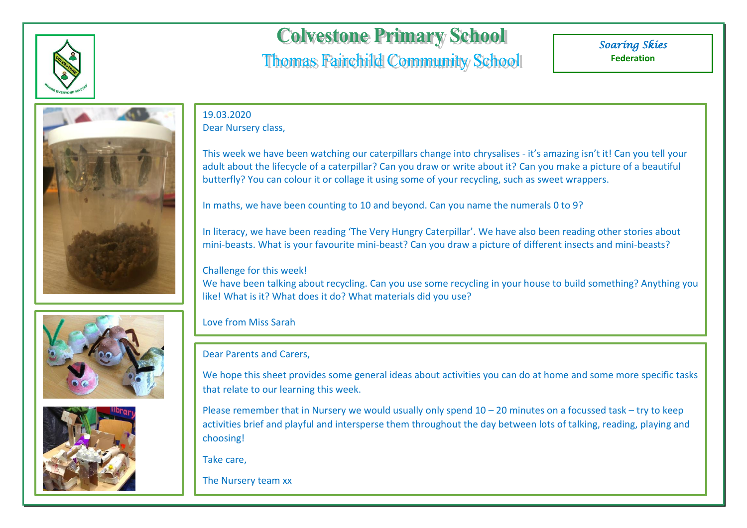# Colvestone Primary School

## Thomas Fairchild Community School

*Soaring Skies*
**Federation**

19.03.2020

Dear Nursery class,

This week we have been watching our caterpillars change into chrysalises - it's amazing isn't it! Can you tell your adult about the lifecycle of a caterpillar? Can you draw or write about it? Can you make a picture of a beautiful butterfly? You can colour it or collage it using some of your recycling, such as sweet wrappers.

In maths, we have been counting to 10 and beyond. Can you name the numerals 0 to 9?

In literacy, we have been reading 'The Very Hungry Caterpillar'. We have also been reading other stories about mini-beasts. What is your favourite mini-beast? Can you draw a picture of different insects and mini-beasts?

Challenge for this week!

We have been talking about recycling. Can you use some recycling in your house to build something? Anything you like! What is it? What does it do? What materials did you use?

Love from Miss Sarah

Dear Parents and Carers,

We hope this sheet provides some general ideas about activities you can do at home and some more specific tasks that relate to our learning this week.

Please remember that in Nursery we would usually only spend 10 – 20 minutes on a focussed task – try to keep activities brief and playful and intersperse them throughout the day between lots of talking, reading, playing and choosing!

Take care,

The Nursery team xx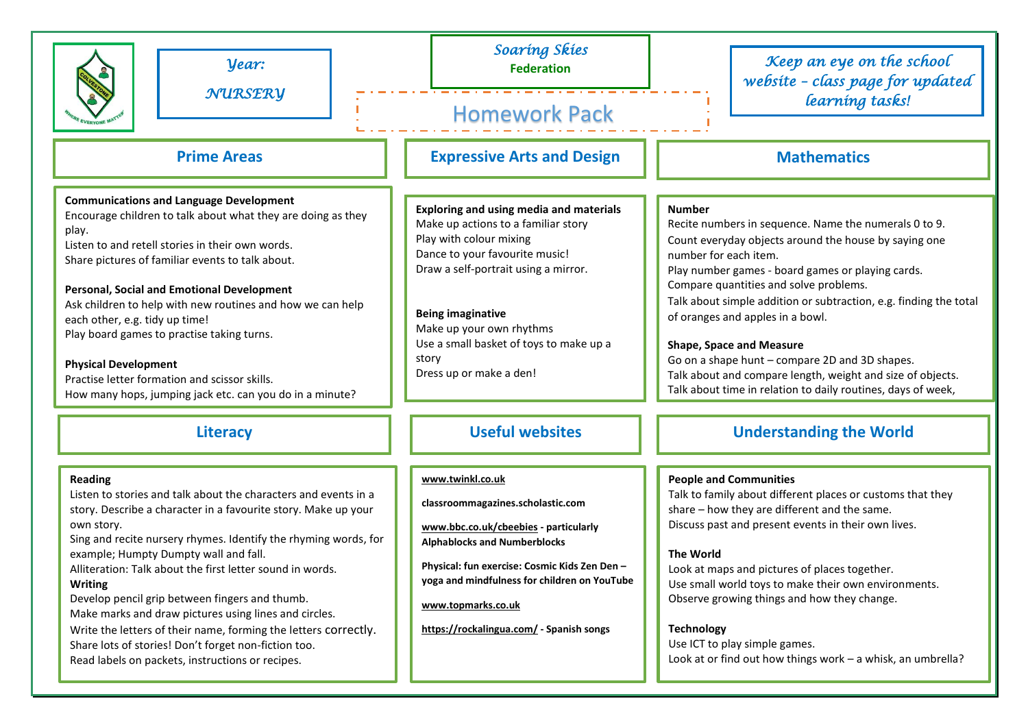*Year:*

*NURSERY*

*Soaring Skies*

**Federation**

# Homework Pack

*Keep an eye on the school website – class page for updated learning tasks!*

## Prime Areas

**Communications and Language Development**

Encourage children to talk about what they are doing as they play.
Listen to and retell stories in their own words.
Share pictures of familiar events to talk about.

**Personal, Social and Emotional Development**

Ask children to help with new routines and how we can help each other, e.g. tidy up time!
Play board games to practise taking turns.

**Physical Development**

Practise letter formation and scissor skills.
How many hops, jumping jack etc. can you do in a minute?

## Expressive Arts and Design

**Exploring and using media and materials**

Make up actions to a familiar story
Play with colour mixing
Dance to your favourite music!
Draw a self-portrait using a mirror.

**Being imaginative**

Make up your own rhythms
Use a small basket of toys to make up a story
Dress up or make a den!

## Mathematics

**Number**

Recite numbers in sequence. Name the numerals 0 to 9.
Count everyday objects around the house by saying one number for each item.
Play number games - board games or playing cards.
Compare quantities and solve problems.
Talk about simple addition or subtraction, e.g. finding the total of oranges and apples in a bowl.

**Shape, Space and Measure**

Go on a shape hunt – compare 2D and 3D shapes.
Talk about and compare length, weight and size of objects.
Talk about time in relation to daily routines, days of week,

## Literacy

**Reading**

Listen to stories and talk about the characters and events in a story. Describe a character in a favourite story. Make up your own story.
Sing and recite nursery rhymes. Identify the rhyming words, for example; Humpty Dumpty wall and fall.
Alliteration: Talk about the first letter sound in words.

**Writing**

Develop pencil grip between fingers and thumb.
Make marks and draw pictures using lines and circles.
Write the letters of their name, forming the letters correctly.
Share lots of stories! Don't forget non-fiction too.
Read labels on packets, instructions or recipes.

## Useful websites

**www.twinkl.co.uk**

**classroommagazines.scholastic.com**

**www.bbc.co.uk/cbeebies - particularly Alphablocks and Numberblocks**

**Physical: fun exercise: Cosmic Kids Zen Den – yoga and mindfulness for children on YouTube**

**www.topmarks.co.uk**

**https://rockalingua.com/ - Spanish songs**

## Understanding the World

**People and Communities**

Talk to family about different places or customs that they share – how they are different and the same.
Discuss past and present events in their own lives.

**The World**

Look at maps and pictures of places together.
Use small world toys to make their own environments.
Observe growing things and how they change.

**Technology**

Use ICT to play simple games.
Look at or find out how things work – a whisk, an umbrella?